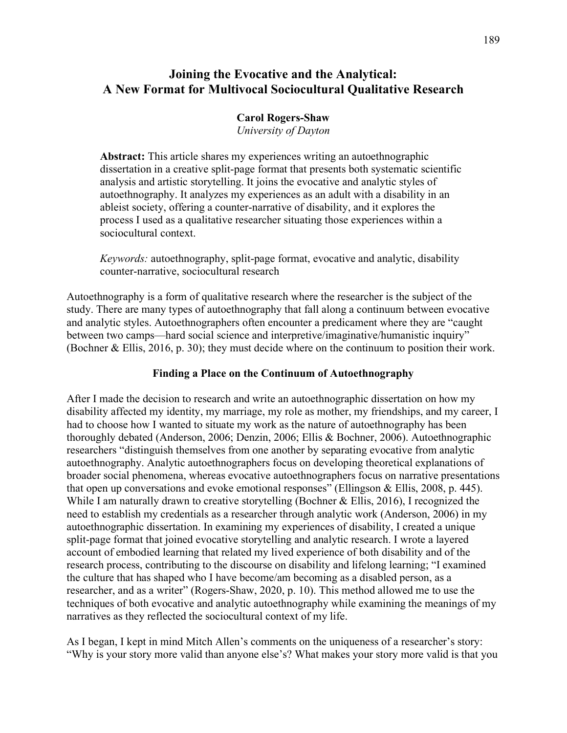# Joining the Evocative and the Analytical: A New Format for Multivocal Sociocultural Qualitative Research

**Carol Rogers-Shaw**
*University of Dayton*

**Abstract:** This article shares my experiences writing an autoethnographic dissertation in a creative split-page format that presents both systematic scientific analysis and artistic storytelling. It joins the evocative and analytic styles of autoethnography. It analyzes my experiences as an adult with a disability in an ableist society, offering a counter-narrative of disability, and it explores the process I used as a qualitative researcher situating those experiences within a sociocultural context.

*Keywords:* autoethnography, split-page format, evocative and analytic, disability counter-narrative, sociocultural research

Autoethnography is a form of qualitative research where the researcher is the subject of the study. There are many types of autoethnography that fall along a continuum between evocative and analytic styles. Autoethnographers often encounter a predicament where they are "caught between two camps—hard social science and interpretive/imaginative/humanistic inquiry" (Bochner & Ellis, 2016, p. 30); they must decide where on the continuum to position their work.

## Finding a Place on the Continuum of Autoethnography

After I made the decision to research and write an autoethnographic dissertation on how my disability affected my identity, my marriage, my role as mother, my friendships, and my career, I had to choose how I wanted to situate my work as the nature of autoethnography has been thoroughly debated (Anderson, 2006; Denzin, 2006; Ellis & Bochner, 2006). Autoethnographic researchers "distinguish themselves from one another by separating evocative from analytic autoethnography. Analytic autoethnographers focus on developing theoretical explanations of broader social phenomena, whereas evocative autoethnographers focus on narrative presentations that open up conversations and evoke emotional responses" (Ellingson & Ellis, 2008, p. 445). While I am naturally drawn to creative storytelling (Bochner & Ellis, 2016), I recognized the need to establish my credentials as a researcher through analytic work (Anderson, 2006) in my autoethnographic dissertation. In examining my experiences of disability, I created a unique split-page format that joined evocative storytelling and analytic research. I wrote a layered account of embodied learning that related my lived experience of both disability and of the research process, contributing to the discourse on disability and lifelong learning; "I examined the culture that has shaped who I have become/am becoming as a disabled person, as a researcher, and as a writer" (Rogers-Shaw, 2020, p. 10). This method allowed me to use the techniques of both evocative and analytic autoethnography while examining the meanings of my narratives as they reflected the sociocultural context of my life.

As I began, I kept in mind Mitch Allen's comments on the uniqueness of a researcher's story: "Why is your story more valid than anyone else's? What makes your story more valid is that you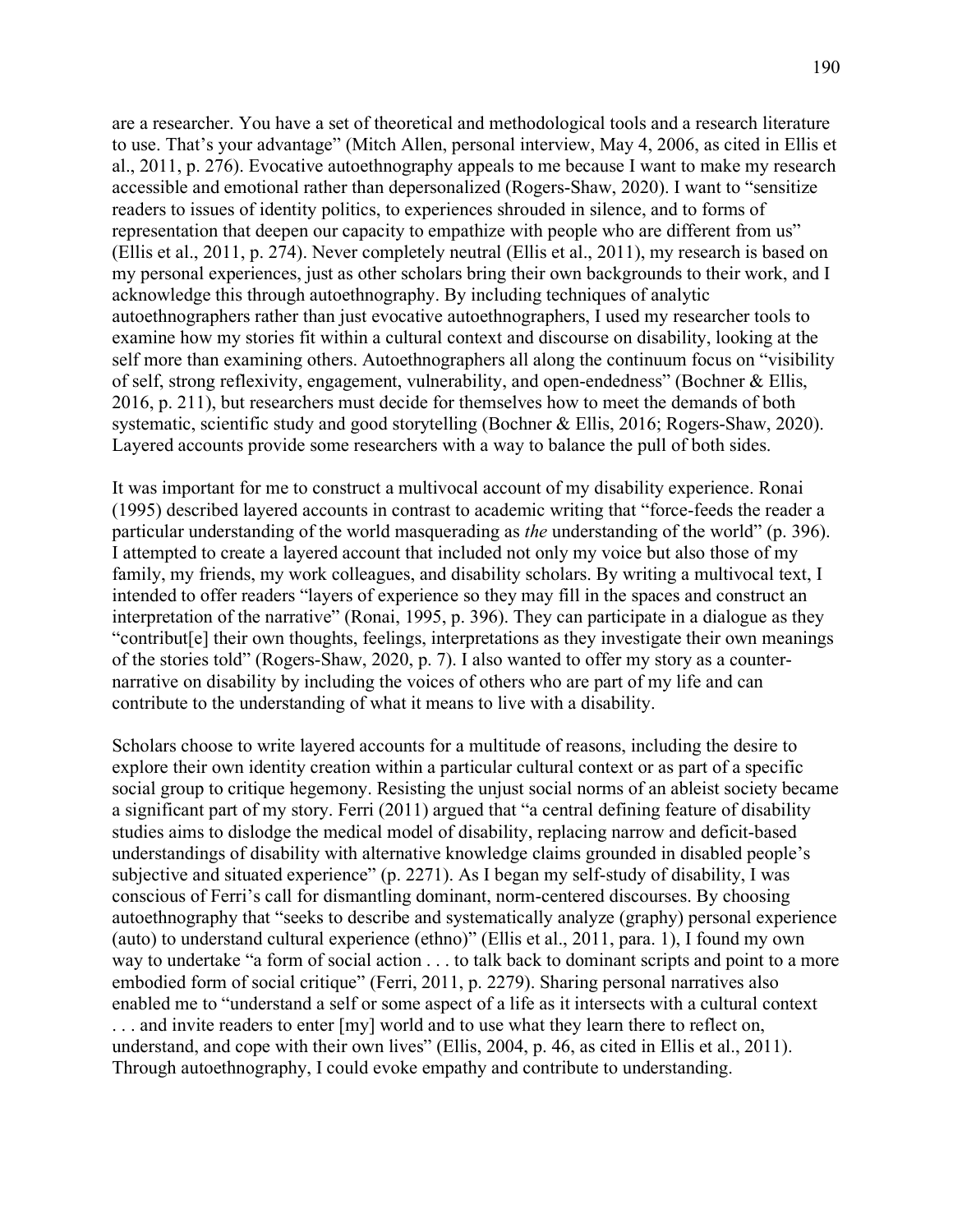are a researcher. You have a set of theoretical and methodological tools and a research literature to use. That's your advantage" (Mitch Allen, personal interview, May 4, 2006, as cited in Ellis et al., 2011, p. 276). Evocative autoethnography appeals to me because I want to make my research accessible and emotional rather than depersonalized (Rogers-Shaw, 2020). I want to "sensitize readers to issues of identity politics, to experiences shrouded in silence, and to forms of representation that deepen our capacity to empathize with people who are different from us" (Ellis et al., 2011, p. 274). Never completely neutral (Ellis et al., 2011), my research is based on my personal experiences, just as other scholars bring their own backgrounds to their work, and I acknowledge this through autoethnography. By including techniques of analytic autoethnographers rather than just evocative autoethnographers, I used my researcher tools to examine how my stories fit within a cultural context and discourse on disability, looking at the self more than examining others. Autoethnographers all along the continuum focus on "visibility of self, strong reflexivity, engagement, vulnerability, and open-endedness" (Bochner & Ellis, 2016, p. 211), but researchers must decide for themselves how to meet the demands of both systematic, scientific study and good storytelling (Bochner & Ellis, 2016; Rogers-Shaw, 2020). Layered accounts provide some researchers with a way to balance the pull of both sides.

It was important for me to construct a multivocal account of my disability experience. Ronai (1995) described layered accounts in contrast to academic writing that "force-feeds the reader a particular understanding of the world masquerading as *the* understanding of the world" (p. 396). I attempted to create a layered account that included not only my voice but also those of my family, my friends, my work colleagues, and disability scholars. By writing a multivocal text, I intended to offer readers "layers of experience so they may fill in the spaces and construct an interpretation of the narrative" (Ronai, 1995, p. 396). They can participate in a dialogue as they "contribut[e] their own thoughts, feelings, interpretations as they investigate their own meanings of the stories told" (Rogers-Shaw, 2020, p. 7). I also wanted to offer my story as a counter-narrative on disability by including the voices of others who are part of my life and can contribute to the understanding of what it means to live with a disability.

Scholars choose to write layered accounts for a multitude of reasons, including the desire to explore their own identity creation within a particular cultural context or as part of a specific social group to critique hegemony. Resisting the unjust social norms of an ableist society became a significant part of my story. Ferri (2011) argued that "a central defining feature of disability studies aims to dislodge the medical model of disability, replacing narrow and deficit-based understandings of disability with alternative knowledge claims grounded in disabled people's subjective and situated experience" (p. 2271). As I began my self-study of disability, I was conscious of Ferri's call for dismantling dominant, norm-centered discourses. By choosing autoethnography that "seeks to describe and systematically analyze (graphy) personal experience (auto) to understand cultural experience (ethno)" (Ellis et al., 2011, para. 1), I found my own way to undertake "a form of social action . . . to talk back to dominant scripts and point to a more embodied form of social critique" (Ferri, 2011, p. 2279). Sharing personal narratives also enabled me to "understand a self or some aspect of a life as it intersects with a cultural context . . . and invite readers to enter [my] world and to use what they learn there to reflect on, understand, and cope with their own lives" (Ellis, 2004, p. 46, as cited in Ellis et al., 2011). Through autoethnography, I could evoke empathy and contribute to understanding.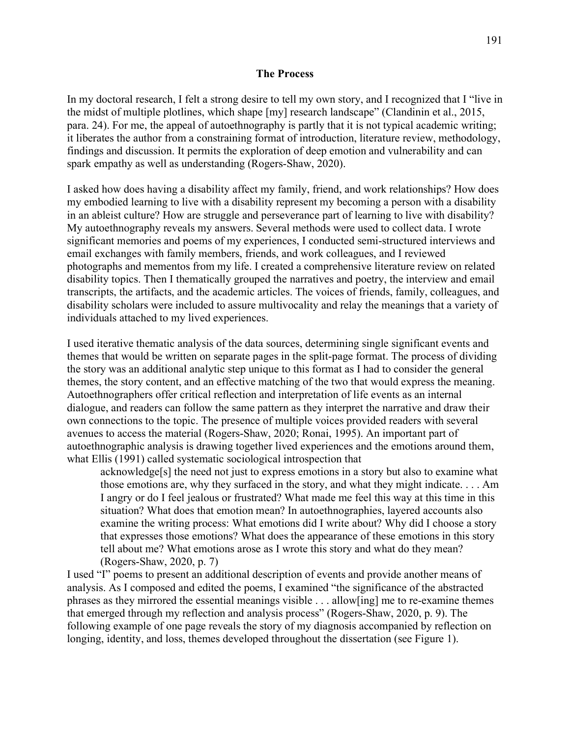## The Process

In my doctoral research, I felt a strong desire to tell my own story, and I recognized that I "live in the midst of multiple plotlines, which shape [my] research landscape" (Clandinin et al., 2015, para. 24). For me, the appeal of autoethnography is partly that it is not typical academic writing; it liberates the author from a constraining format of introduction, literature review, methodology, findings and discussion. It permits the exploration of deep emotion and vulnerability and can spark empathy as well as understanding (Rogers-Shaw, 2020).

I asked how does having a disability affect my family, friend, and work relationships? How does my embodied learning to live with a disability represent my becoming a person with a disability in an ableist culture? How are struggle and perseverance part of learning to live with disability? My autoethnography reveals my answers. Several methods were used to collect data. I wrote significant memories and poems of my experiences, I conducted semi-structured interviews and email exchanges with family members, friends, and work colleagues, and I reviewed photographs and mementos from my life. I created a comprehensive literature review on related disability topics. Then I thematically grouped the narratives and poetry, the interview and email transcripts, the artifacts, and the academic articles. The voices of friends, family, colleagues, and disability scholars were included to assure multivocality and relay the meanings that a variety of individuals attached to my lived experiences.

I used iterative thematic analysis of the data sources, determining single significant events and themes that would be written on separate pages in the split-page format. The process of dividing the story was an additional analytic step unique to this format as I had to consider the general themes, the story content, and an effective matching of the two that would express the meaning. Autoethnographers offer critical reflection and interpretation of life events as an internal dialogue, and readers can follow the same pattern as they interpret the narrative and draw their own connections to the topic. The presence of multiple voices provided readers with several avenues to access the material (Rogers-Shaw, 2020; Ronai, 1995). An important part of autoethnographic analysis is drawing together lived experiences and the emotions around them, what Ellis (1991) called systematic sociological introspection that

> acknowledge[s] the need not just to express emotions in a story but also to examine what those emotions are, why they surfaced in the story, and what they might indicate. . . . Am I angry or do I feel jealous or frustrated? What made me feel this way at this time in this situation? What does that emotion mean? In autoethnographies, layered accounts also examine the writing process: What emotions did I write about? Why did I choose a story that expresses those emotions? What does the appearance of these emotions in this story tell about me? What emotions arose as I wrote this story and what do they mean? (Rogers-Shaw, 2020, p. 7)

I used "I" poems to present an additional description of events and provide another means of analysis. As I composed and edited the poems, I examined "the significance of the abstracted phrases as they mirrored the essential meanings visible . . . allow[ing] me to re-examine themes that emerged through my reflection and analysis process" (Rogers-Shaw, 2020, p. 9). The following example of one page reveals the story of my diagnosis accompanied by reflection on longing, identity, and loss, themes developed throughout the dissertation (see Figure 1).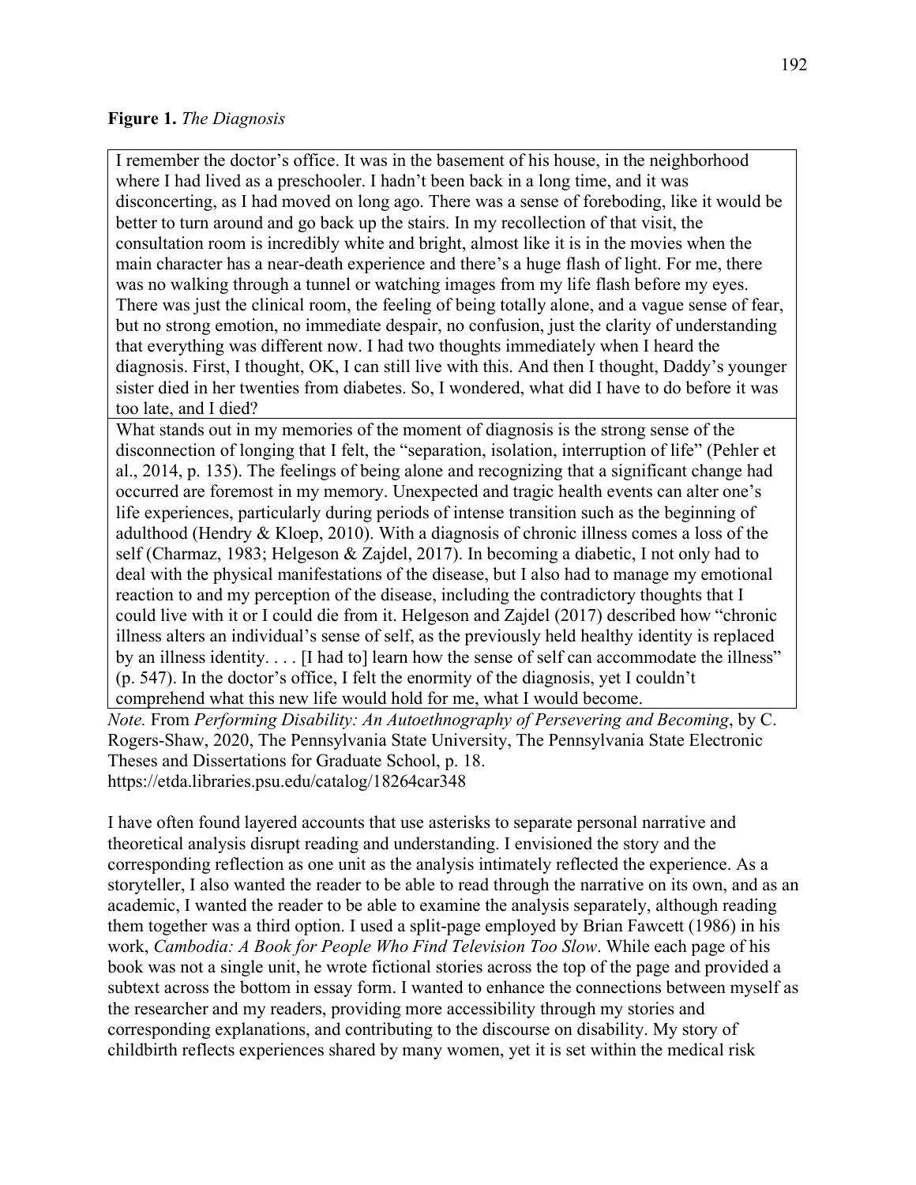**Figure 1.** *The Diagnosis*

| I remember the doctor's office. It was in the basement of his house, in the neighborhood where I had lived as a preschooler. I hadn't been back in a long time, and it was disconcerting, as I had moved on long ago. There was a sense of foreboding, like it would be better to turn around and go back up the stairs. In my recollection of that visit, the consultation room is incredibly white and bright, almost like it is in the movies when the main character has a near-death experience and there's a huge flash of light. For me, there was no walking through a tunnel or watching images from my life flash before my eyes. There was just the clinical room, the feeling of being totally alone, and a vague sense of fear, but no strong emotion, no immediate despair, no confusion, just the clarity of understanding that everything was different now. I had two thoughts immediately when I heard the diagnosis. First, I thought, OK, I can still live with this. And then I thought, Daddy's younger sister died in her twenties from diabetes. So, I wondered, what did I have to do before it was too late, and I died? |
| --- |
| What stands out in my memories of the moment of diagnosis is the strong sense of the disconnection of longing that I felt, the "separation, isolation, interruption of life" (Pehler et al., 2014, p. 135). The feelings of being alone and recognizing that a significant change had occurred are foremost in my memory. Unexpected and tragic health events can alter one's life experiences, particularly during periods of intense transition such as the beginning of adulthood (Hendry & Kloep, 2010). With a diagnosis of chronic illness comes a loss of the self (Charmaz, 1983; Helgeson & Zajdel, 2017). In becoming a diabetic, I not only had to deal with the physical manifestations of the disease, but I also had to manage my emotional reaction to and my perception of the disease, including the contradictory thoughts that I could live with it or I could die from it. Helgeson and Zajdel (2017) described how "chronic illness alters an individual's sense of self, as the previously held healthy identity is replaced by an illness identity. . . . [I had to] learn how the sense of self can accommodate the illness" (p. 547). In the doctor's office, I felt the enormity of the diagnosis, yet I couldn't comprehend what this new life would hold for me, what I would become. |

*Note.* From *Performing Disability: An Autoethnography of Persevering and Becoming*, by C. Rogers-Shaw, 2020, The Pennsylvania State University, The Pennsylvania State Electronic Theses and Dissertations for Graduate School, p. 18. https://etda.libraries.psu.edu/catalog/18264car348

I have often found layered accounts that use asterisks to separate personal narrative and theoretical analysis disrupt reading and understanding. I envisioned the story and the corresponding reflection as one unit as the analysis intimately reflected the experience. As a storyteller, I also wanted the reader to be able to read through the narrative on its own, and as an academic, I wanted the reader to be able to examine the analysis separately, although reading them together was a third option. I used a split-page employed by Brian Fawcett (1986) in his work, *Cambodia: A Book for People Who Find Television Too Slow*. While each page of his book was not a single unit, he wrote fictional stories across the top of the page and provided a subtext across the bottom in essay form. I wanted to enhance the connections between myself as the researcher and my readers, providing more accessibility through my stories and corresponding explanations, and contributing to the discourse on disability. My story of childbirth reflects experiences shared by many women, yet it is set within the medical risk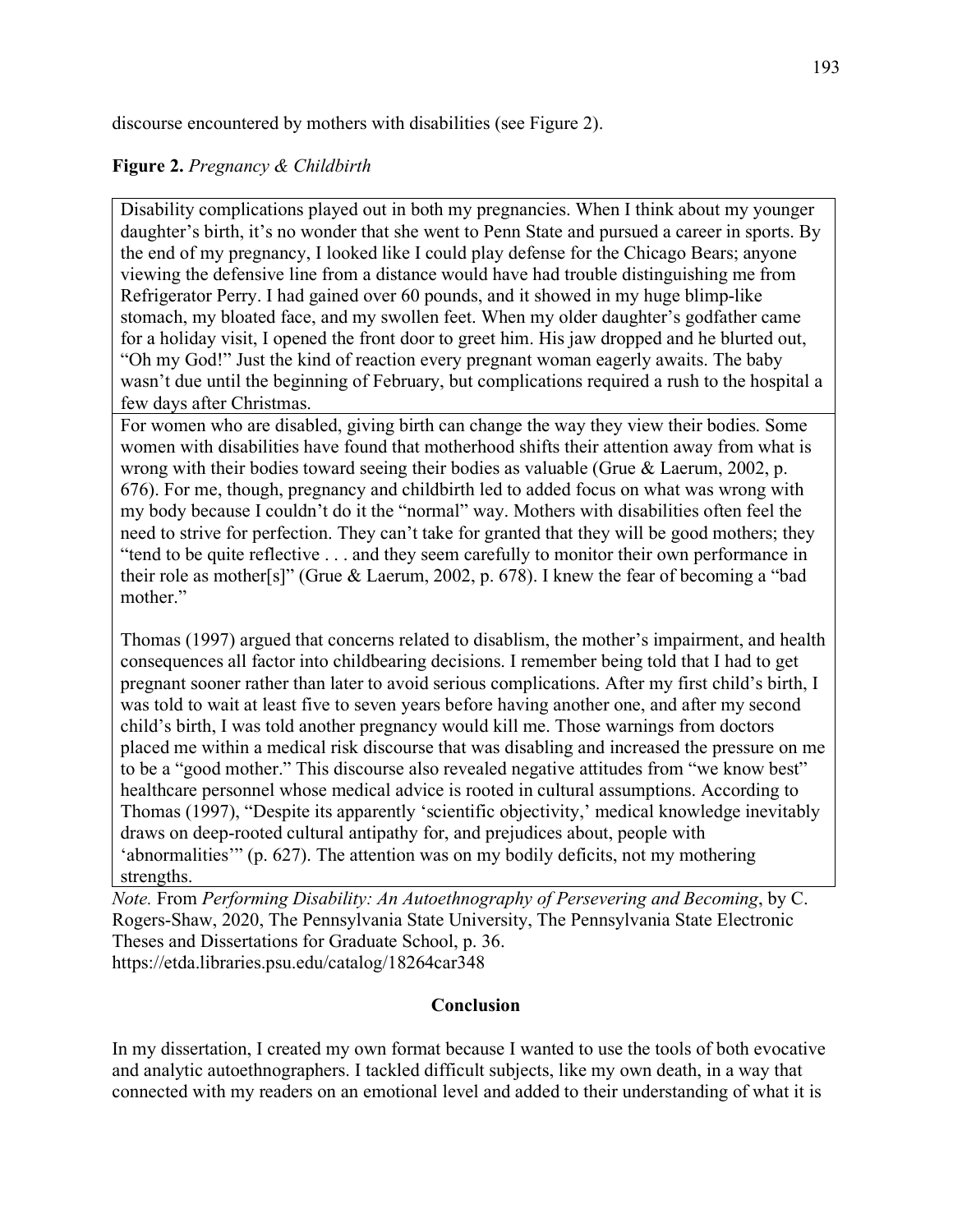discourse encountered by mothers with disabilities (see Figure 2).

**Figure 2.** *Pregnancy & Childbirth*

Disability complications played out in both my pregnancies. When I think about my younger daughter's birth, it's no wonder that she went to Penn State and pursued a career in sports. By the end of my pregnancy, I looked like I could play defense for the Chicago Bears; anyone viewing the defensive line from a distance would have had trouble distinguishing me from Refrigerator Perry. I had gained over 60 pounds, and it showed in my huge blimp-like stomach, my bloated face, and my swollen feet. When my older daughter's godfather came for a holiday visit, I opened the front door to greet him. His jaw dropped and he blurted out, "Oh my God!" Just the kind of reaction every pregnant woman eagerly awaits. The baby wasn't due until the beginning of February, but complications required a rush to the hospital a few days after Christmas.

For women who are disabled, giving birth can change the way they view their bodies. Some women with disabilities have found that motherhood shifts their attention away from what is wrong with their bodies toward seeing their bodies as valuable (Grue & Laerum, 2002, p. 676). For me, though, pregnancy and childbirth led to added focus on what was wrong with my body because I couldn't do it the "normal" way. Mothers with disabilities often feel the need to strive for perfection. They can't take for granted that they will be good mothers; they "tend to be quite reflective . . . and they seem carefully to monitor their own performance in their role as mother[s]" (Grue & Laerum, 2002, p. 678). I knew the fear of becoming a "bad mother."

Thomas (1997) argued that concerns related to disablism, the mother's impairment, and health consequences all factor into childbearing decisions. I remember being told that I had to get pregnant sooner rather than later to avoid serious complications. After my first child's birth, I was told to wait at least five to seven years before having another one, and after my second child's birth, I was told another pregnancy would kill me. Those warnings from doctors placed me within a medical risk discourse that was disabling and increased the pressure on me to be a "good mother." This discourse also revealed negative attitudes from "we know best" healthcare personnel whose medical advice is rooted in cultural assumptions. According to Thomas (1997), "Despite its apparently 'scientific objectivity,' medical knowledge inevitably draws on deep-rooted cultural antipathy for, and prejudices about, people with 'abnormalities'" (p. 627). The attention was on my bodily deficits, not my mothering strengths.

*Note.* From *Performing Disability: An Autoethnography of Persevering and Becoming*, by C. Rogers-Shaw, 2020, The Pennsylvania State University, The Pennsylvania State Electronic Theses and Dissertations for Graduate School, p. 36. https://etda.libraries.psu.edu/catalog/18264car348

## Conclusion

In my dissertation, I created my own format because I wanted to use the tools of both evocative and analytic autoethnographers. I tackled difficult subjects, like my own death, in a way that connected with my readers on an emotional level and added to their understanding of what it is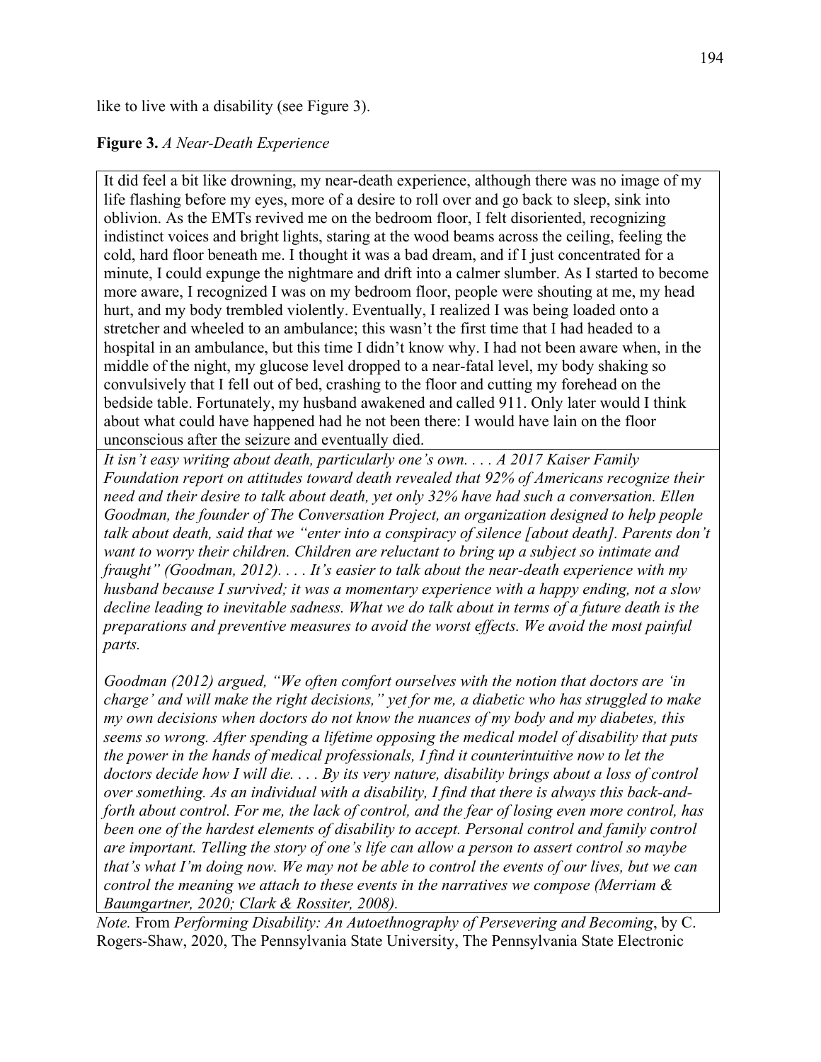like to live with a disability (see Figure 3).

**Figure 3.** *A Near-Death Experience*

It did feel a bit like drowning, my near-death experience, although there was no image of my life flashing before my eyes, more of a desire to roll over and go back to sleep, sink into oblivion. As the EMTs revived me on the bedroom floor, I felt disoriented, recognizing indistinct voices and bright lights, staring at the wood beams across the ceiling, feeling the cold, hard floor beneath me. I thought it was a bad dream, and if I just concentrated for a minute, I could expunge the nightmare and drift into a calmer slumber. As I started to become more aware, I recognized I was on my bedroom floor, people were shouting at me, my head hurt, and my body trembled violently. Eventually, I realized I was being loaded onto a stretcher and wheeled to an ambulance; this wasn't the first time that I had headed to a hospital in an ambulance, but this time I didn't know why. I had not been aware when, in the middle of the night, my glucose level dropped to a near-fatal level, my body shaking so convulsively that I fell out of bed, crashing to the floor and cutting my forehead on the bedside table. Fortunately, my husband awakened and called 911. Only later would I think about what could have happened had he not been there: I would have lain on the floor unconscious after the seizure and eventually died.

*It isn't easy writing about death, particularly one's own. . . . A 2017 Kaiser Family Foundation report on attitudes toward death revealed that 92% of Americans recognize their need and their desire to talk about death, yet only 32% have had such a conversation. Ellen Goodman, the founder of The Conversation Project, an organization designed to help people talk about death, said that we "enter into a conspiracy of silence [about death]. Parents don't want to worry their children. Children are reluctant to bring up a subject so intimate and fraught" (Goodman, 2012). . . . It's easier to talk about the near-death experience with my husband because I survived; it was a momentary experience with a happy ending, not a slow decline leading to inevitable sadness. What we do talk about in terms of a future death is the preparations and preventive measures to avoid the worst effects. We avoid the most painful parts.*

*Goodman (2012) argued, "We often comfort ourselves with the notion that doctors are 'in charge' and will make the right decisions," yet for me, a diabetic who has struggled to make my own decisions when doctors do not know the nuances of my body and my diabetes, this seems so wrong. After spending a lifetime opposing the medical model of disability that puts the power in the hands of medical professionals, I find it counterintuitive now to let the doctors decide how I will die. . . . By its very nature, disability brings about a loss of control over something. As an individual with a disability, I find that there is always this back-and-forth about control. For me, the lack of control, and the fear of losing even more control, has been one of the hardest elements of disability to accept. Personal control and family control are important. Telling the story of one's life can allow a person to assert control so maybe that's what I'm doing now. We may not be able to control the events of our lives, but we can control the meaning we attach to these events in the narratives we compose (Merriam & Baumgartner, 2020; Clark & Rossiter, 2008).*

*Note.* From *Performing Disability: An Autoethnography of Persevering and Becoming*, by C. Rogers-Shaw, 2020, The Pennsylvania State University, The Pennsylvania State Electronic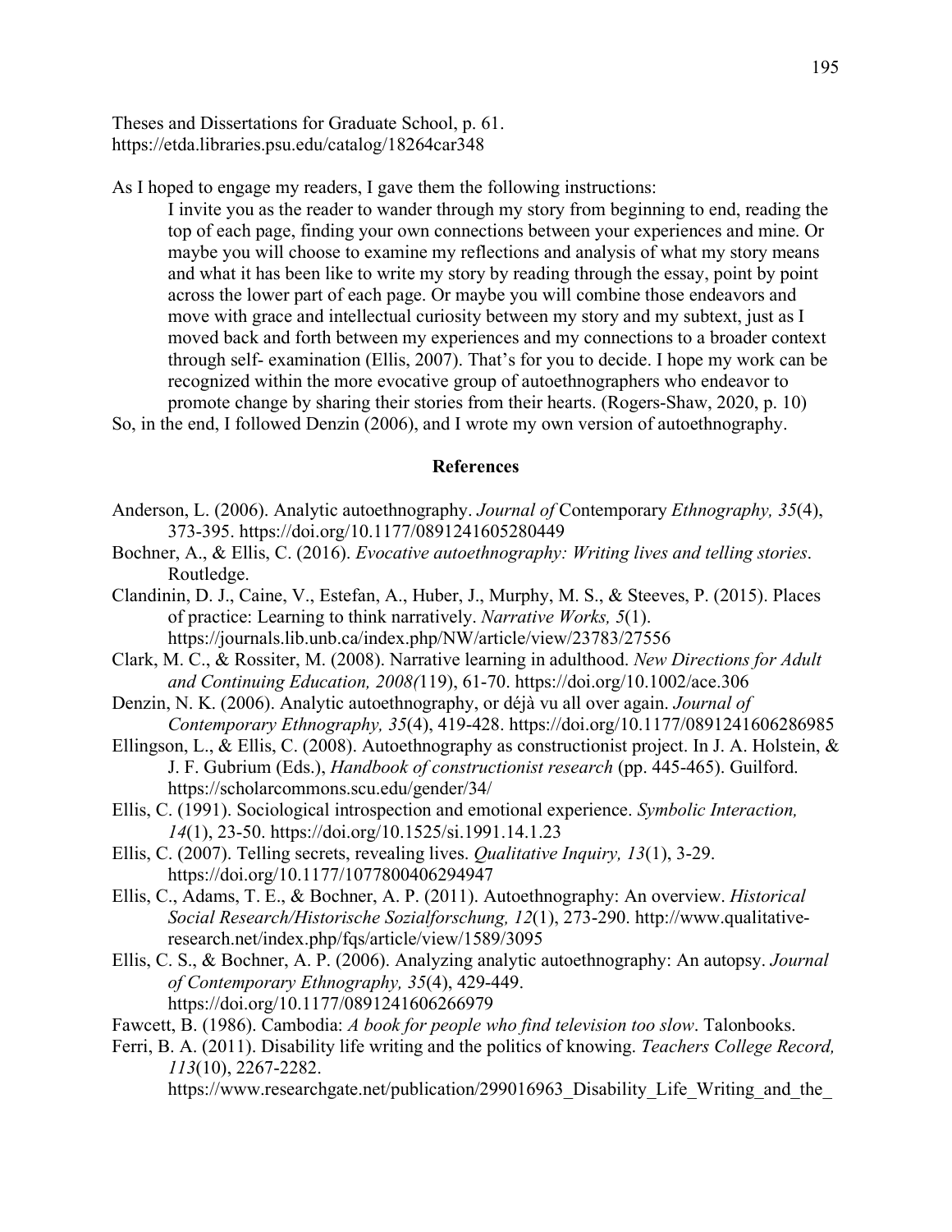Theses and Dissertations for Graduate School, p. 61. https://etda.libraries.psu.edu/catalog/18264car348

As I hoped to engage my readers, I gave them the following instructions:

> I invite you as the reader to wander through my story from beginning to end, reading the top of each page, finding your own connections between your experiences and mine. Or maybe you will choose to examine my reflections and analysis of what my story means and what it has been like to write my story by reading through the essay, point by point across the lower part of each page. Or maybe you will combine those endeavors and move with grace and intellectual curiosity between my story and my subtext, just as I moved back and forth between my experiences and my connections to a broader context through self- examination (Ellis, 2007). That's for you to decide. I hope my work can be recognized within the more evocative group of autoethnographers who endeavor to promote change by sharing their stories from their hearts. (Rogers-Shaw, 2020, p. 10)

So, in the end, I followed Denzin (2006), and I wrote my own version of autoethnography.

## References

Anderson, L. (2006). Analytic autoethnography. *Journal of* Contemporary *Ethnography, 35*(4), 373-395. https://doi.org/10.1177/0891241605280449

Bochner, A., & Ellis, C. (2016). *Evocative autoethnography: Writing lives and telling stories*. Routledge.

Clandinin, D. J., Caine, V., Estefan, A., Huber, J., Murphy, M. S., & Steeves, P. (2015). Places of practice: Learning to think narratively. *Narrative Works, 5*(1). https://journals.lib.unb.ca/index.php/NW/article/view/23783/27556

Clark, M. C., & Rossiter, M. (2008). Narrative learning in adulthood. *New Directions for Adult and Continuing Education, 2008(*119), 61-70. https://doi.org/10.1002/ace.306

Denzin, N. K. (2006). Analytic autoethnography, or déjà vu all over again. *Journal of Contemporary Ethnography, 35*(4), 419-428. https://doi.org/10.1177/0891241606286985

Ellingson, L., & Ellis, C. (2008). Autoethnography as constructionist project. In J. A. Holstein, & J. F. Gubrium (Eds.), *Handbook of constructionist research* (pp. 445-465). Guilford. https://scholarcommons.scu.edu/gender/34/

Ellis, C. (1991). Sociological introspection and emotional experience. *Symbolic Interaction, 14*(1), 23-50. https://doi.org/10.1525/si.1991.14.1.23

Ellis, C. (2007). Telling secrets, revealing lives. *Qualitative Inquiry, 13*(1), 3-29. https://doi.org/10.1177/1077800406294947

Ellis, C., Adams, T. E., & Bochner, A. P. (2011). Autoethnography: An overview. *Historical Social Research/Historische Sozialforschung, 12*(1), 273-290. http://www.qualitative-research.net/index.php/fqs/article/view/1589/3095

Ellis, C. S., & Bochner, A. P. (2006). Analyzing analytic autoethnography: An autopsy. *Journal of Contemporary Ethnography, 35*(4), 429-449. https://doi.org/10.1177/0891241606266979

Fawcett, B. (1986). Cambodia: *A book for people who find television too slow*. Talonbooks.

Ferri, B. A. (2011). Disability life writing and the politics of knowing. *Teachers College Record, 113*(10), 2267-2282. https://www.researchgate.net/publication/299016963_Disability_Life_Writing_and_the_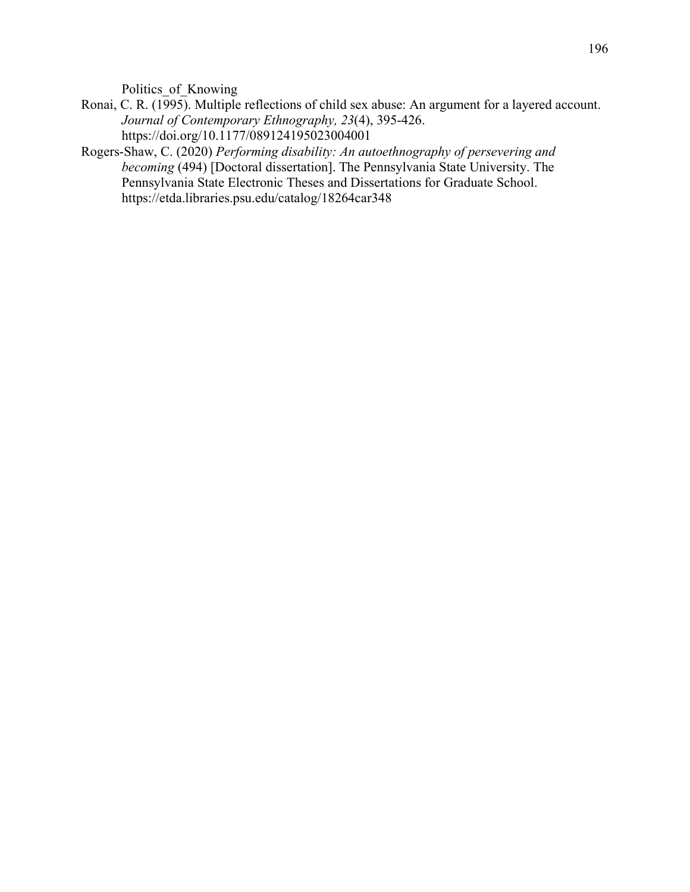Politics_of_Knowing

Ronai, C. R. (1995). Multiple reflections of child sex abuse: An argument for a layered account. *Journal of Contemporary Ethnography, 23*(4), 395-426. https://doi.org/10.1177/089124195023004001

Rogers-Shaw, C. (2020) *Performing disability: An autoethnography of persevering and becoming* (494) [Doctoral dissertation]. The Pennsylvania State University. The Pennsylvania State Electronic Theses and Dissertations for Graduate School. https://etda.libraries.psu.edu/catalog/18264car348